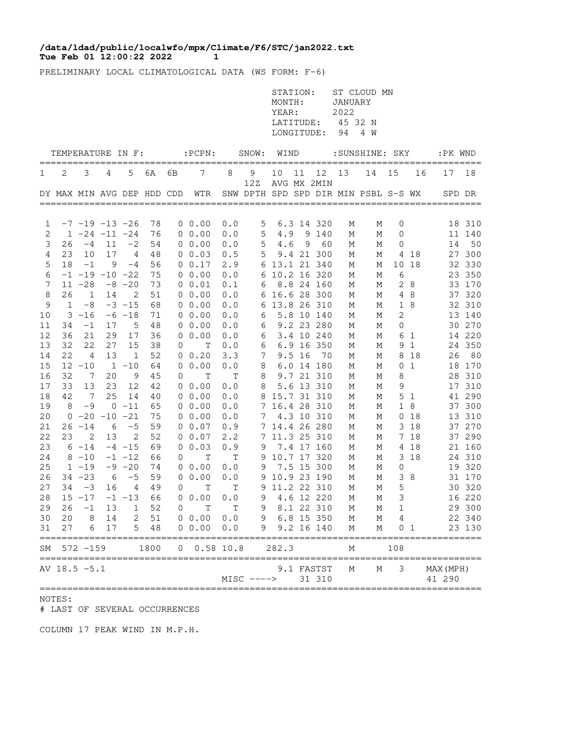**/data/ldad/public/localwfo/mpx/Climate/F6/STC/jan2022.txt**
**Tue Feb 01 12:00:22 2022 1**

PRELIMINARY LOCAL CLIMATOLOGICAL DATA (WS FORM: F-6)

STATION: ST CLOUD MN
MONTH: JANUARY
YEAR: 2022
LATITUDE: 45 32 N
LONGITUDE: 94 4 W

| TEMPERATURE IN F: | | | | | | | :PCPN: | SNOW: | | WIND | | | :SUNSHINE: | | SKY | | :PK WND | |
|---|---|---|---|---|---|---|---|---|---|---|---|---|---|---|---|---|---|---|
| 1 | 2 | 3 | 4 | 5 | 6A | 6B | 7 | 8 | 9 12Z | 10 | 11 | 12 | 13 | 14 | 15 | 16 | 17 | 18 |
| DY | MAX | MIN | AVG | DEP | HDD | CDD | WTR | SNW | DPTH | AVG SPD | MX SPD | 2MIN DIR | MIN | PSBL | S-S | WX | SPD | DR |
| 1 | -7 | -19 | -13 | -26 | 78 | 0 | 0.00 | 0.0 | 5 | 6.3 | 14 | 320 | M | M | 0 | | 18 | 310 |
| 2 | 1 | -24 | -11 | -24 | 76 | 0 | 0.00 | 0.0 | 5 | 4.9 | 9 | 140 | M | M | 0 | | 11 | 140 |
| 3 | 26 | -4 | 11 | -2 | 54 | 0 | 0.00 | 0.0 | 5 | 4.6 | 9 | 60 | M | M | 0 | | 14 | 50 |
| 4 | 23 | 10 | 17 | 4 | 48 | 0 | 0.03 | 0.5 | 5 | 9.4 | 21 | 300 | M | M | 4 | 18 | 27 | 300 |
| 5 | 18 | -1 | 9 | -4 | 56 | 0 | 0.17 | 2.9 | 6 | 13.1 | 21 | 340 | M | M | 10 | 18 | 32 | 330 |
| 6 | -1 | -19 | -10 | -22 | 75 | 0 | 0.00 | 0.0 | 6 | 10.2 | 16 | 320 | M | M | 6 | | 23 | 350 |
| 7 | 11 | -28 | -8 | -20 | 73 | 0 | 0.01 | 0.1 | 6 | 8.8 | 24 | 160 | M | M | 2 | 8 | 33 | 170 |
| 8 | 26 | 1 | 14 | 2 | 51 | 0 | 0.00 | 0.0 | 6 | 16.6 | 28 | 300 | M | M | 4 | 8 | 37 | 320 |
| 9 | 1 | -8 | -3 | -15 | 68 | 0 | 0.00 | 0.0 | 6 | 13.8 | 26 | 310 | M | M | 1 | 8 | 32 | 310 |
| 10 | 3 | -16 | -6 | -18 | 71 | 0 | 0.00 | 0.0 | 6 | 5.8 | 10 | 140 | M | M | 2 | | 13 | 140 |
| 11 | 34 | -1 | 17 | 5 | 48 | 0 | 0.00 | 0.0 | 6 | 9.2 | 23 | 280 | M | M | 0 | | 30 | 270 |
| 12 | 36 | 21 | 29 | 17 | 36 | 0 | 0.00 | 0.0 | 6 | 3.4 | 10 | 240 | M | M | 6 | 1 | 14 | 220 |
| 13 | 32 | 22 | 27 | 15 | 38 | 0 | T | 0.0 | 6 | 6.9 | 16 | 350 | M | M | 9 | 1 | 24 | 350 |
| 14 | 22 | 4 | 13 | 1 | 52 | 0 | 0.20 | 3.3 | 7 | 9.5 | 16 | 70 | M | M | 8 | 18 | 26 | 80 |
| 15 | 12 | -10 | 1 | -10 | 64 | 0 | 0.00 | 0.0 | 8 | 6.0 | 14 | 180 | M | M | 0 | 1 | 18 | 170 |
| 16 | 32 | 7 | 20 | 9 | 45 | 0 | T | T | 8 | 9.7 | 21 | 310 | M | M | 8 | | 28 | 310 |
| 17 | 33 | 13 | 23 | 12 | 42 | 0 | 0.00 | 0.0 | 8 | 5.6 | 13 | 310 | M | M | 9 | | 17 | 310 |
| 18 | 42 | 7 | 25 | 14 | 40 | 0 | 0.00 | 0.0 | 8 | 15.7 | 31 | 310 | M | M | 5 | 1 | 41 | 290 |
| 19 | 8 | -9 | 0 | -11 | 65 | 0 | 0.00 | 0.0 | 7 | 16.4 | 28 | 310 | M | M | 1 | 8 | 37 | 300 |
| 20 | 0 | -20 | -10 | -21 | 75 | 0 | 0.00 | 0.0 | 7 | 4.3 | 10 | 310 | M | M | 0 | 18 | 13 | 310 |
| 21 | 26 | -14 | 6 | -5 | 59 | 0 | 0.07 | 0.9 | 7 | 14.4 | 26 | 280 | M | M | 3 | 18 | 37 | 270 |
| 22 | 23 | 2 | 13 | 2 | 52 | 0 | 0.07 | 2.2 | 7 | 11.3 | 25 | 310 | M | M | 7 | 18 | 37 | 290 |
| 23 | 6 | -14 | -4 | -15 | 69 | 0 | 0.03 | 0.9 | 9 | 7.4 | 17 | 160 | M | M | 4 | 18 | 21 | 160 |
| 24 | 8 | -10 | -1 | -12 | 66 | 0 | T | T | 9 | 10.7 | 17 | 320 | M | M | 3 | 18 | 24 | 310 |
| 25 | 1 | -19 | -9 | -20 | 74 | 0 | 0.00 | 0.0 | 9 | 7.5 | 15 | 300 | M | M | 0 | | 19 | 320 |
| 26 | 34 | -23 | 6 | -5 | 59 | 0 | 0.00 | 0.0 | 9 | 10.9 | 23 | 190 | M | M | 3 | 8 | 31 | 170 |
| 27 | 34 | -3 | 16 | 4 | 49 | 0 | T | T | 9 | 11.2 | 22 | 310 | M | M | 5 | | 30 | 320 |
| 28 | 15 | -17 | -1 | -13 | 66 | 0 | 0.00 | 0.0 | 9 | 4.6 | 12 | 220 | M | M | 3 | | 16 | 220 |
| 29 | 26 | -1 | 13 | 1 | 52 | 0 | T | T | 9 | 8.1 | 22 | 310 | M | M | 1 | | 29 | 300 |
| 30 | 20 | 8 | 14 | 2 | 51 | 0 | 0.00 | 0.0 | 9 | 6.8 | 15 | 350 | M | M | 4 | | 22 | 340 |
| 31 | 27 | 6 | 17 | 5 | 48 | 0 | 0.00 | 0.0 | 9 | 9.2 | 16 | 140 | M | M | 0 | 1 | 23 | 130 |
| SM | 572 | -159 | | | 1800 | 0 | 0.58 | 10.8 | | 282.3 | | | M | | 108 | | | |
| AV | 18.5 | -5.1 | | | | | | | | 9.1 | FASTST | | M | M | 3 | | MAX(MPH) | |
| | | | | | | | MISC ----> | | | | 31 | 310 | | | | | 41 | 290 |

NOTES:
# LAST OF SEVERAL OCCURRENCES

COLUMN 17 PEAK WIND IN M.P.H.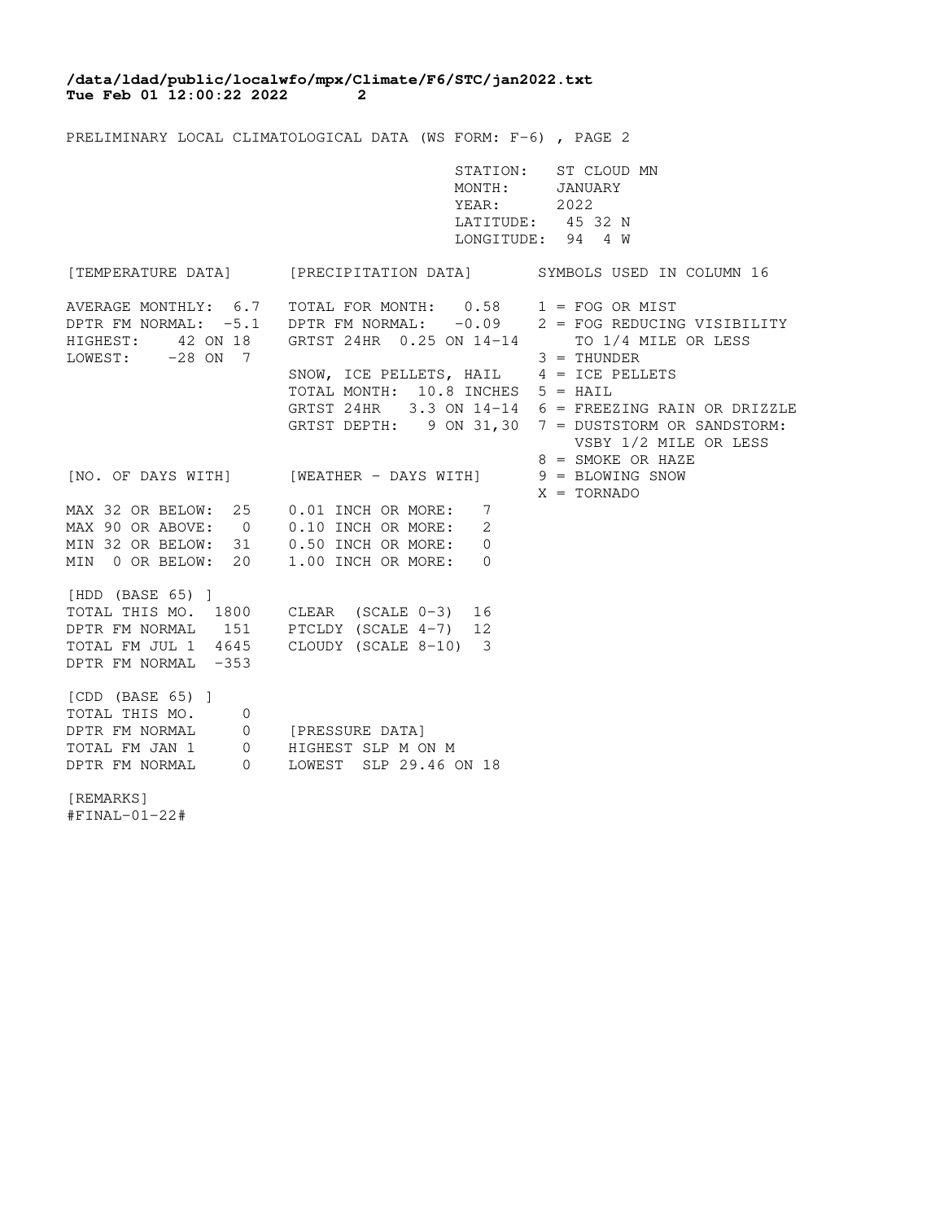**/data/ldad/public/localwfo/mpx/Climate/F6/STC/jan2022.txt**
**Tue Feb 01 12:00:22 2022**

```
PRELIMINARY LOCAL CLIMATOLOGICAL DATA (WS FORM: F-6) , PAGE 2

                                        STATION:   ST CLOUD MN
                                        MONTH:     JANUARY
                                        YEAR:      2022
                                        LATITUDE:   45 32 N
                                        LONGITUDE:  94  4 W

[TEMPERATURE DATA]      [PRECIPITATION DATA]       SYMBOLS USED IN COLUMN 16

AVERAGE MONTHLY:  6.7   TOTAL FOR MONTH:   0.58    1 = FOG OR MIST
DPTR FM NORMAL:  -5.1   DPTR FM NORMAL:   -0.09    2 = FOG REDUCING VISIBILITY
HIGHEST:    42 ON 18    GRTST 24HR  0.25 ON 14-14      TO 1/4 MILE OR LESS
LOWEST:    -28 ON  7                               3 = THUNDER
                        SNOW, ICE PELLETS, HAIL    4 = ICE PELLETS
                        TOTAL MONTH:  10.8 INCHES  5 = HAIL
                        GRTST 24HR   3.3 ON 14-14  6 = FREEZING RAIN OR DRIZZLE
                        GRTST DEPTH:   9 ON 31,30  7 = DUSTSTORM OR SANDSTORM:
                                                       VSBY 1/2 MILE OR LESS
                                                   8 = SMOKE OR HAZE
[NO. OF DAYS WITH]      [WEATHER - DAYS WITH]      9 = BLOWING SNOW
                                                   X = TORNADO
MAX 32 OR BELOW:  25    0.01 INCH OR MORE:   7
MAX 90 OR ABOVE:   0    0.10 INCH OR MORE:   2
MIN 32 OR BELOW:  31    0.50 INCH OR MORE:   0
MIN  0 OR BELOW:  20    1.00 INCH OR MORE:   0

[HDD (BASE 65) ]
TOTAL THIS MO.  1800    CLEAR  (SCALE 0-3)  16
DPTR FM NORMAL   151    PTCLDY (SCALE 4-7)  12
TOTAL FM JUL 1  4645    CLOUDY (SCALE 8-10)  3
DPTR FM NORMAL  -353

[CDD (BASE 65) ]
TOTAL THIS MO.     0
DPTR FM NORMAL     0    [PRESSURE DATA]
TOTAL FM JAN 1     0    HIGHEST SLP M ON M
DPTR FM NORMAL     0    LOWEST  SLP 29.46 ON 18

[REMARKS]
#FINAL-01-22#
```